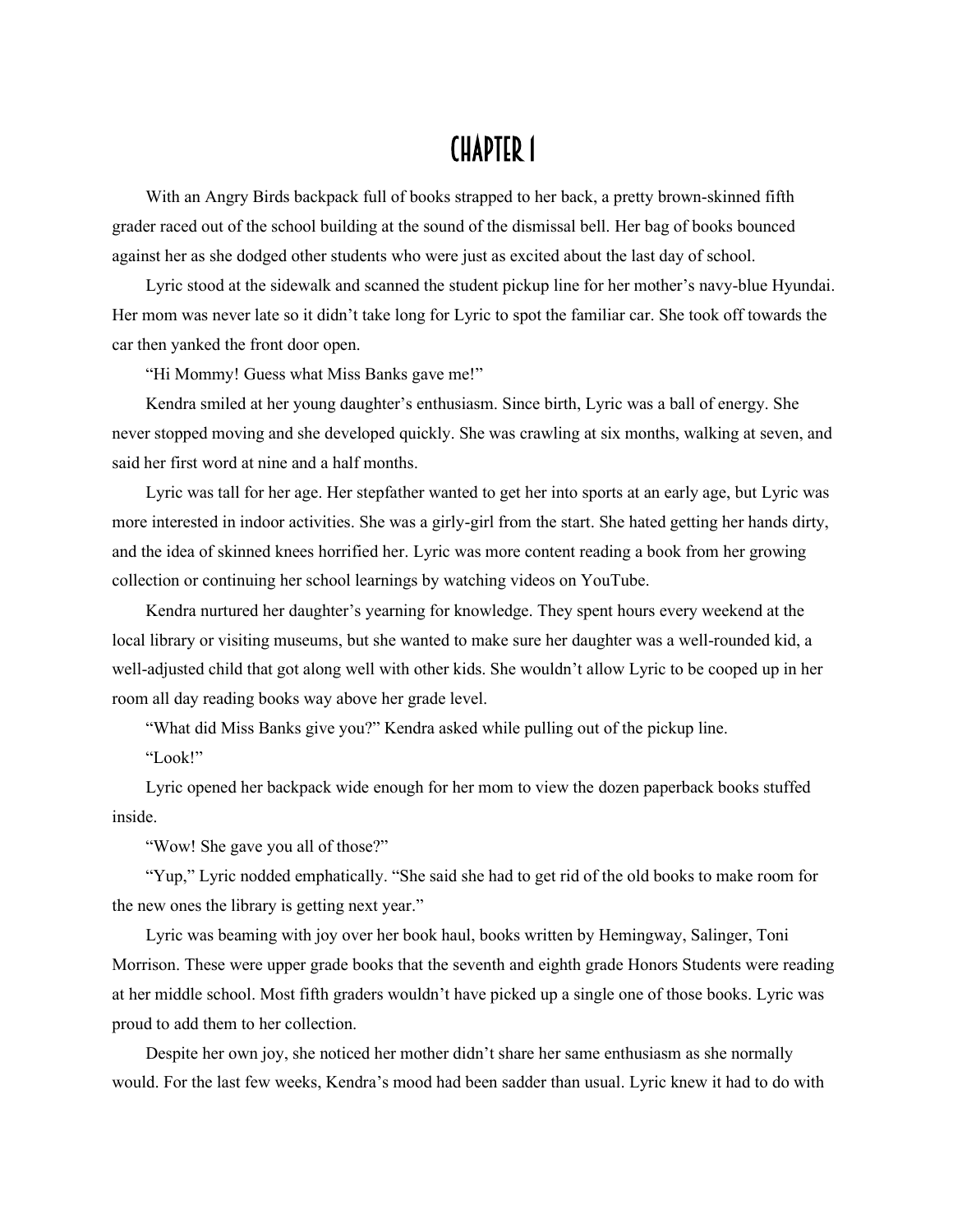# CHAPTER 1

With an Angry Birds backpack full of books strapped to her back, a pretty brown-skinned fifth grader raced out of the school building at the sound of the dismissal bell. Her bag of books bounced against her as she dodged other students who were just as excited about the last day of school.

Lyric stood at the sidewalk and scanned the student pickup line for her mother's navy-blue Hyundai. Her mom was never late so it didn't take long for Lyric to spot the familiar car. She took off towards the car then yanked the front door open.

"Hi Mommy! Guess what Miss Banks gave me!"

Kendra smiled at her young daughter's enthusiasm. Since birth, Lyric was a ball of energy. She never stopped moving and she developed quickly. She was crawling at six months, walking at seven, and said her first word at nine and a half months.

Lyric was tall for her age. Her stepfather wanted to get her into sports at an early age, but Lyric was more interested in indoor activities. She was a girly-girl from the start. She hated getting her hands dirty, and the idea of skinned knees horrified her. Lyric was more content reading a book from her growing collection or continuing her school learnings by watching videos on YouTube.

Kendra nurtured her daughter's yearning for knowledge. They spent hours every weekend at the local library or visiting museums, but she wanted to make sure her daughter was a well-rounded kid, a well-adjusted child that got along well with other kids. She wouldn't allow Lyric to be cooped up in her room all day reading books way above her grade level.

"What did Miss Banks give you?" Kendra asked while pulling out of the pickup line.

"Look!"

Lyric opened her backpack wide enough for her mom to view the dozen paperback books stuffed inside.

"Wow! She gave you all of those?"

"Yup," Lyric nodded emphatically. "She said she had to get rid of the old books to make room for the new ones the library is getting next year."

Lyric was beaming with joy over her book haul, books written by Hemingway, Salinger, Toni Morrison. These were upper grade books that the seventh and eighth grade Honors Students were reading at her middle school. Most fifth graders wouldn't have picked up a single one of those books. Lyric was proud to add them to her collection.

Despite her own joy, she noticed her mother didn't share her same enthusiasm as she normally would. For the last few weeks, Kendra's mood had been sadder than usual. Lyric knew it had to do with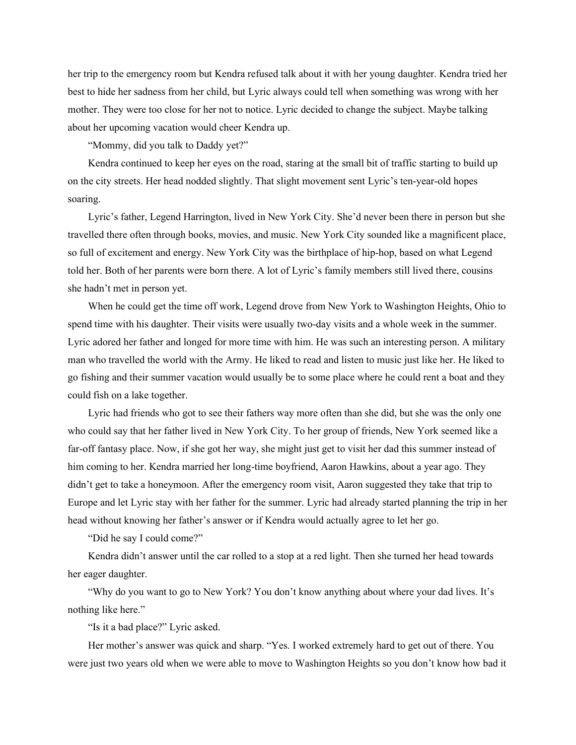her trip to the emergency room but Kendra refused talk about it with her young daughter. Kendra tried her best to hide her sadness from her child, but Lyric always could tell when something was wrong with her mother. They were too close for her not to notice. Lyric decided to change the subject. Maybe talking about her upcoming vacation would cheer Kendra up.

"Mommy, did you talk to Daddy yet?"

Kendra continued to keep her eyes on the road, staring at the small bit of traffic starting to build up on the city streets. Her head nodded slightly. That slight movement sent Lyric's ten-year-old hopes soaring.

Lyric's father, Legend Harrington, lived in New York City. She'd never been there in person but she travelled there often through books, movies, and music. New York City sounded like a magnificent place, so full of excitement and energy. New York City was the birthplace of hip-hop, based on what Legend told her. Both of her parents were born there. A lot of Lyric's family members still lived there, cousins she hadn't met in person yet.

When he could get the time off work, Legend drove from New York to Washington Heights, Ohio to spend time with his daughter. Their visits were usually two-day visits and a whole week in the summer. Lyric adored her father and longed for more time with him. He was such an interesting person. A military man who travelled the world with the Army. He liked to read and listen to music just like her. He liked to go fishing and their summer vacation would usually be to some place where he could rent a boat and they could fish on a lake together.

Lyric had friends who got to see their fathers way more often than she did, but she was the only one who could say that her father lived in New York City. To her group of friends, New York seemed like a far-off fantasy place. Now, if she got her way, she might just get to visit her dad this summer instead of him coming to her. Kendra married her long-time boyfriend, Aaron Hawkins, about a year ago. They didn't get to take a honeymoon. After the emergency room visit, Aaron suggested they take that trip to Europe and let Lyric stay with her father for the summer. Lyric had already started planning the trip in her head without knowing her father's answer or if Kendra would actually agree to let her go.

"Did he say I could come?"

Kendra didn't answer until the car rolled to a stop at a red light. Then she turned her head towards her eager daughter.

"Why do you want to go to New York? You don't know anything about where your dad lives. It's nothing like here."

"Is it a bad place?" Lyric asked.

Her mother's answer was quick and sharp. "Yes. I worked extremely hard to get out of there. You were just two years old when we were able to move to Washington Heights so you don't know how bad it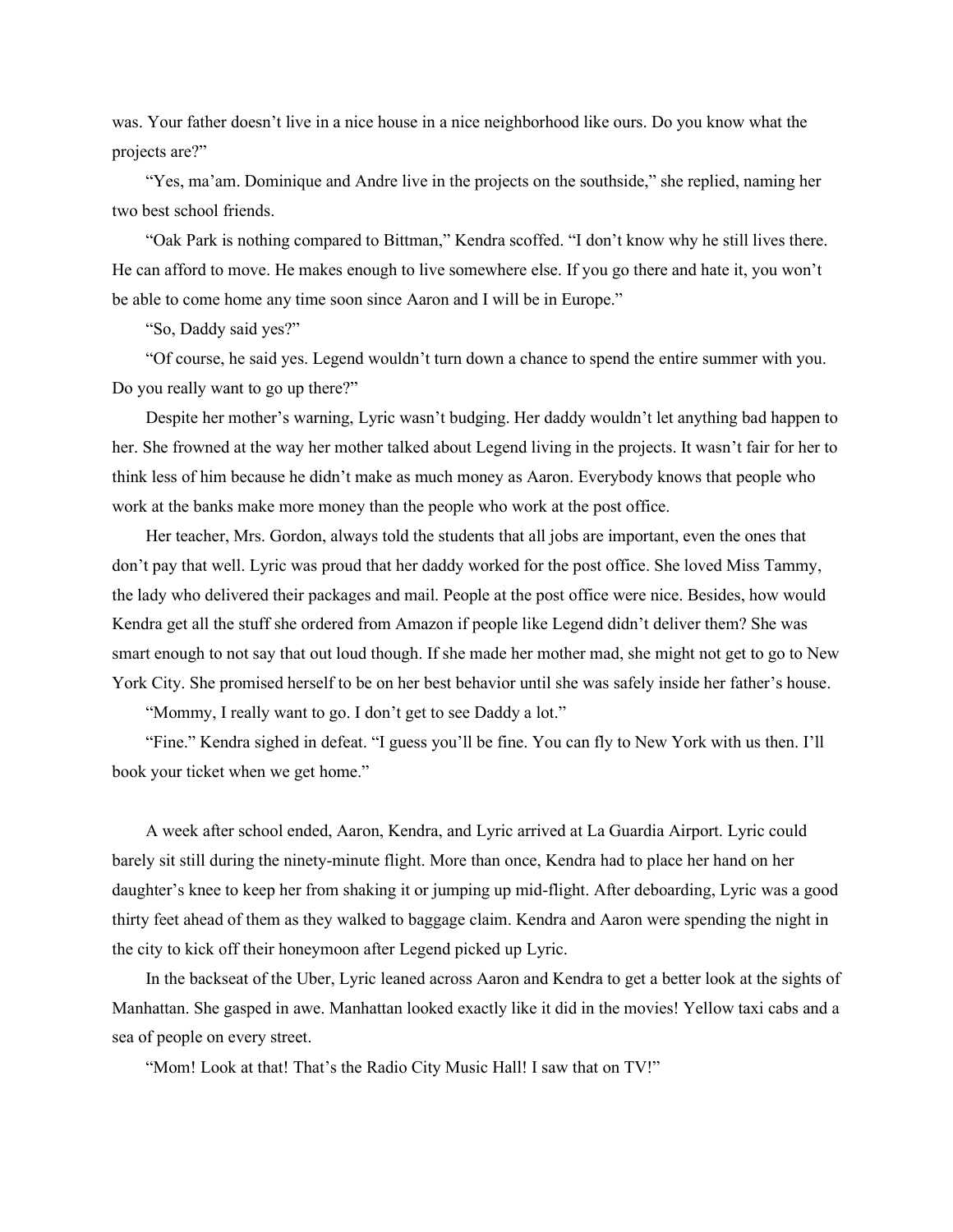was. Your father doesn't live in a nice house in a nice neighborhood like ours. Do you know what the projects are?"

"Yes, ma'am. Dominique and Andre live in the projects on the southside," she replied, naming her two best school friends.

"Oak Park is nothing compared to Bittman," Kendra scoffed. "I don't know why he still lives there. He can afford to move. He makes enough to live somewhere else. If you go there and hate it, you won't be able to come home any time soon since Aaron and I will be in Europe."

"So, Daddy said yes?"

"Of course, he said yes. Legend wouldn't turn down a chance to spend the entire summer with you. Do you really want to go up there?"

Despite her mother's warning, Lyric wasn't budging. Her daddy wouldn't let anything bad happen to her. She frowned at the way her mother talked about Legend living in the projects. It wasn't fair for her to think less of him because he didn't make as much money as Aaron. Everybody knows that people who work at the banks make more money than the people who work at the post office.

Her teacher, Mrs. Gordon, always told the students that all jobs are important, even the ones that don't pay that well. Lyric was proud that her daddy worked for the post office. She loved Miss Tammy, the lady who delivered their packages and mail. People at the post office were nice. Besides, how would Kendra get all the stuff she ordered from Amazon if people like Legend didn't deliver them? She was smart enough to not say that out loud though. If she made her mother mad, she might not get to go to New York City. She promised herself to be on her best behavior until she was safely inside her father's house.

"Mommy, I really want to go. I don't get to see Daddy a lot."

"Fine." Kendra sighed in defeat. "I guess you'll be fine. You can fly to New York with us then. I'll book your ticket when we get home."

A week after school ended, Aaron, Kendra, and Lyric arrived at La Guardia Airport. Lyric could barely sit still during the ninety-minute flight. More than once, Kendra had to place her hand on her daughter's knee to keep her from shaking it or jumping up mid-flight. After deboarding, Lyric was a good thirty feet ahead of them as they walked to baggage claim. Kendra and Aaron were spending the night in the city to kick off their honeymoon after Legend picked up Lyric.

In the backseat of the Uber, Lyric leaned across Aaron and Kendra to get a better look at the sights of Manhattan. She gasped in awe. Manhattan looked exactly like it did in the movies! Yellow taxi cabs and a sea of people on every street.

"Mom! Look at that! That's the Radio City Music Hall! I saw that on TV!"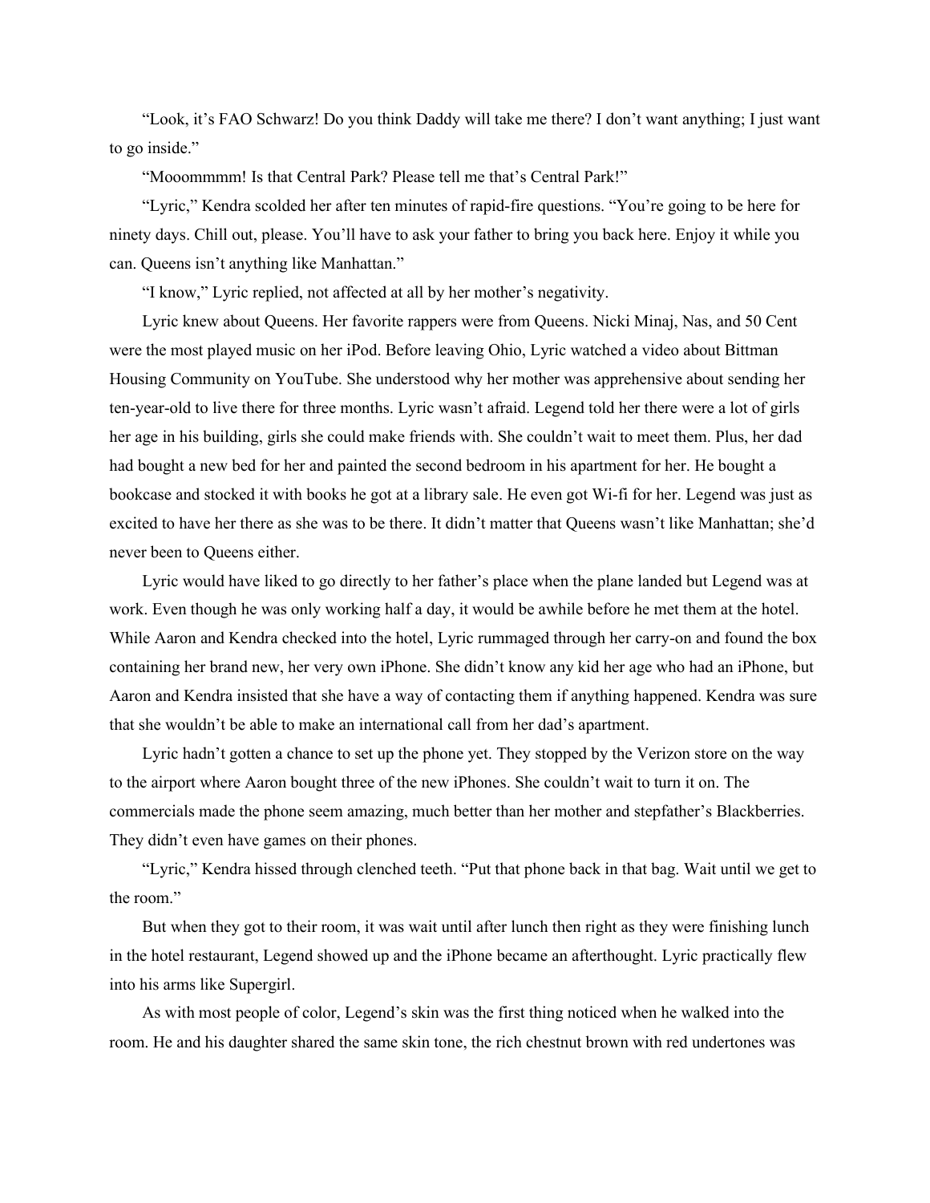"Look, it's FAO Schwarz! Do you think Daddy will take me there? I don't want anything; I just want to go inside."

"Mooommmm! Is that Central Park? Please tell me that's Central Park!"

"Lyric," Kendra scolded her after ten minutes of rapid-fire questions. "You're going to be here for ninety days. Chill out, please. You'll have to ask your father to bring you back here. Enjoy it while you can. Queens isn't anything like Manhattan."

"I know," Lyric replied, not affected at all by her mother's negativity.

Lyric knew about Queens. Her favorite rappers were from Queens. Nicki Minaj, Nas, and 50 Cent were the most played music on her iPod. Before leaving Ohio, Lyric watched a video about Bittman Housing Community on YouTube. She understood why her mother was apprehensive about sending her ten-year-old to live there for three months. Lyric wasn't afraid. Legend told her there were a lot of girls her age in his building, girls she could make friends with. She couldn't wait to meet them. Plus, her dad had bought a new bed for her and painted the second bedroom in his apartment for her. He bought a bookcase and stocked it with books he got at a library sale. He even got Wi-fi for her. Legend was just as excited to have her there as she was to be there. It didn't matter that Queens wasn't like Manhattan; she'd never been to Queens either.

Lyric would have liked to go directly to her father's place when the plane landed but Legend was at work. Even though he was only working half a day, it would be awhile before he met them at the hotel. While Aaron and Kendra checked into the hotel, Lyric rummaged through her carry-on and found the box containing her brand new, her very own iPhone. She didn't know any kid her age who had an iPhone, but Aaron and Kendra insisted that she have a way of contacting them if anything happened. Kendra was sure that she wouldn't be able to make an international call from her dad's apartment.

Lyric hadn't gotten a chance to set up the phone yet. They stopped by the Verizon store on the way to the airport where Aaron bought three of the new iPhones. She couldn't wait to turn it on. The commercials made the phone seem amazing, much better than her mother and stepfather's Blackberries. They didn't even have games on their phones.

"Lyric," Kendra hissed through clenched teeth. "Put that phone back in that bag. Wait until we get to the room."

But when they got to their room, it was wait until after lunch then right as they were finishing lunch in the hotel restaurant, Legend showed up and the iPhone became an afterthought. Lyric practically flew into his arms like Supergirl.

As with most people of color, Legend's skin was the first thing noticed when he walked into the room. He and his daughter shared the same skin tone, the rich chestnut brown with red undertones was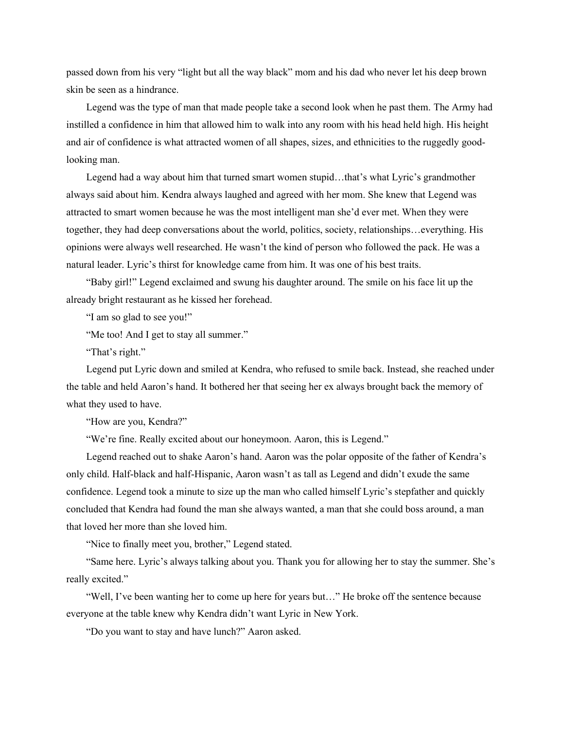passed down from his very "light but all the way black" mom and his dad who never let his deep brown skin be seen as a hindrance.

Legend was the type of man that made people take a second look when he past them. The Army had instilled a confidence in him that allowed him to walk into any room with his head held high. His height and air of confidence is what attracted women of all shapes, sizes, and ethnicities to the ruggedly good-looking man.

Legend had a way about him that turned smart women stupid…that's what Lyric's grandmother always said about him. Kendra always laughed and agreed with her mom. She knew that Legend was attracted to smart women because he was the most intelligent man she'd ever met. When they were together, they had deep conversations about the world, politics, society, relationships…everything. His opinions were always well researched. He wasn't the kind of person who followed the pack. He was a natural leader. Lyric's thirst for knowledge came from him. It was one of his best traits.

"Baby girl!" Legend exclaimed and swung his daughter around. The smile on his face lit up the already bright restaurant as he kissed her forehead.

"I am so glad to see you!"

"Me too! And I get to stay all summer."

"That's right."

Legend put Lyric down and smiled at Kendra, who refused to smile back. Instead, she reached under the table and held Aaron's hand. It bothered her that seeing her ex always brought back the memory of what they used to have.

"How are you, Kendra?"

"We're fine. Really excited about our honeymoon. Aaron, this is Legend."

Legend reached out to shake Aaron's hand. Aaron was the polar opposite of the father of Kendra's only child. Half-black and half-Hispanic, Aaron wasn't as tall as Legend and didn't exude the same confidence. Legend took a minute to size up the man who called himself Lyric's stepfather and quickly concluded that Kendra had found the man she always wanted, a man that she could boss around, a man that loved her more than she loved him.

"Nice to finally meet you, brother," Legend stated.

"Same here. Lyric's always talking about you. Thank you for allowing her to stay the summer. She's really excited."

"Well, I've been wanting her to come up here for years but…" He broke off the sentence because everyone at the table knew why Kendra didn't want Lyric in New York.

"Do you want to stay and have lunch?" Aaron asked.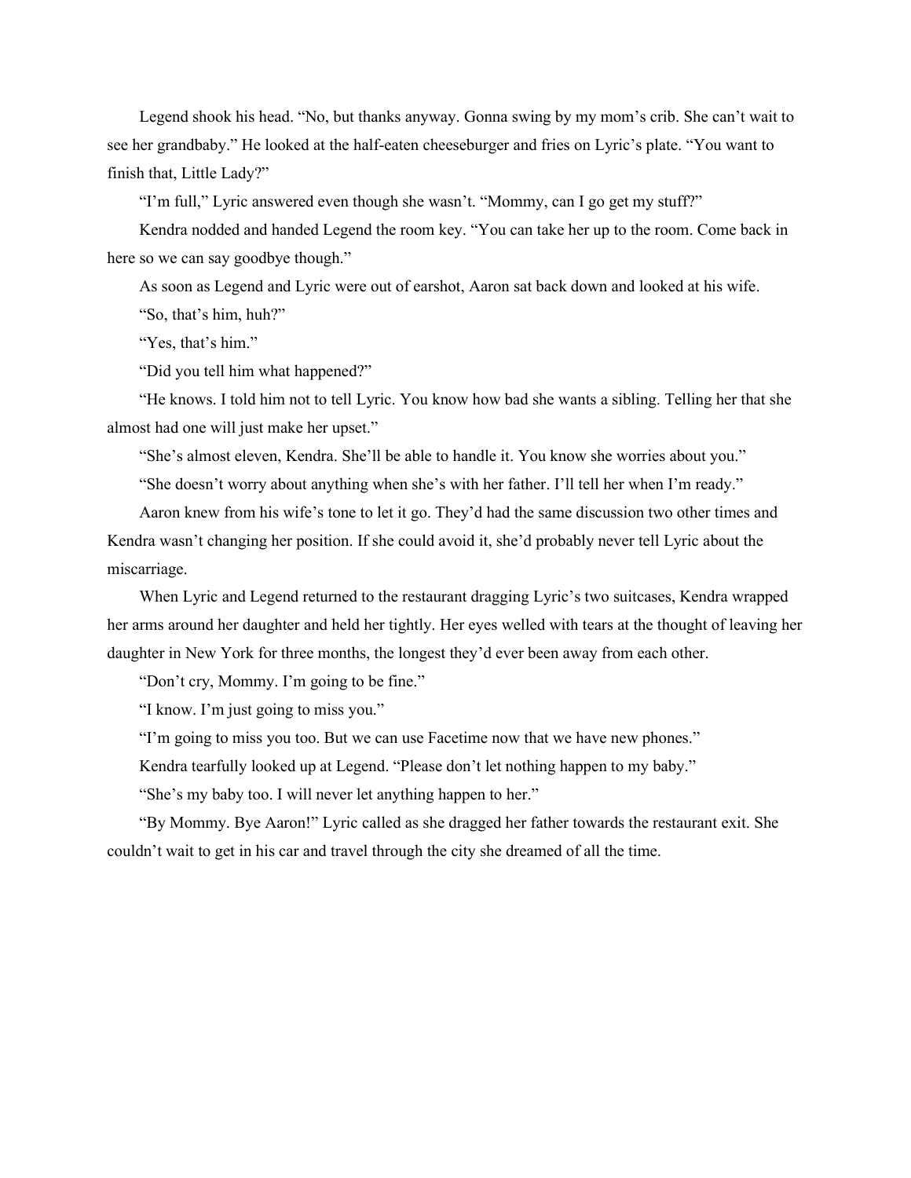Legend shook his head. “No, but thanks anyway. Gonna swing by my mom’s crib. She can’t wait to see her grandbaby.” He looked at the half-eaten cheeseburger and fries on Lyric’s plate. “You want to finish that, Little Lady?”

“I’m full,” Lyric answered even though she wasn’t. “Mommy, can I go get my stuff?”

Kendra nodded and handed Legend the room key. “You can take her up to the room. Come back in here so we can say goodbye though.”

As soon as Legend and Lyric were out of earshot, Aaron sat back down and looked at his wife.

“So, that’s him, huh?”

“Yes, that’s him.”

“Did you tell him what happened?”

“He knows. I told him not to tell Lyric. You know how bad she wants a sibling. Telling her that she almost had one will just make her upset.”

“She’s almost eleven, Kendra. She’ll be able to handle it. You know she worries about you.”

“She doesn’t worry about anything when she’s with her father. I’ll tell her when I’m ready.”

Aaron knew from his wife’s tone to let it go. They’d had the same discussion two other times and Kendra wasn’t changing her position. If she could avoid it, she’d probably never tell Lyric about the miscarriage.

When Lyric and Legend returned to the restaurant dragging Lyric’s two suitcases, Kendra wrapped her arms around her daughter and held her tightly. Her eyes welled with tears at the thought of leaving her daughter in New York for three months, the longest they’d ever been away from each other.

“Don’t cry, Mommy. I’m going to be fine.”

“I know. I’m just going to miss you.”

“I’m going to miss you too. But we can use Facetime now that we have new phones.”

Kendra tearfully looked up at Legend. “Please don’t let nothing happen to my baby.”

“She’s my baby too. I will never let anything happen to her.”

“By Mommy. Bye Aaron!” Lyric called as she dragged her father towards the restaurant exit. She couldn’t wait to get in his car and travel through the city she dreamed of all the time.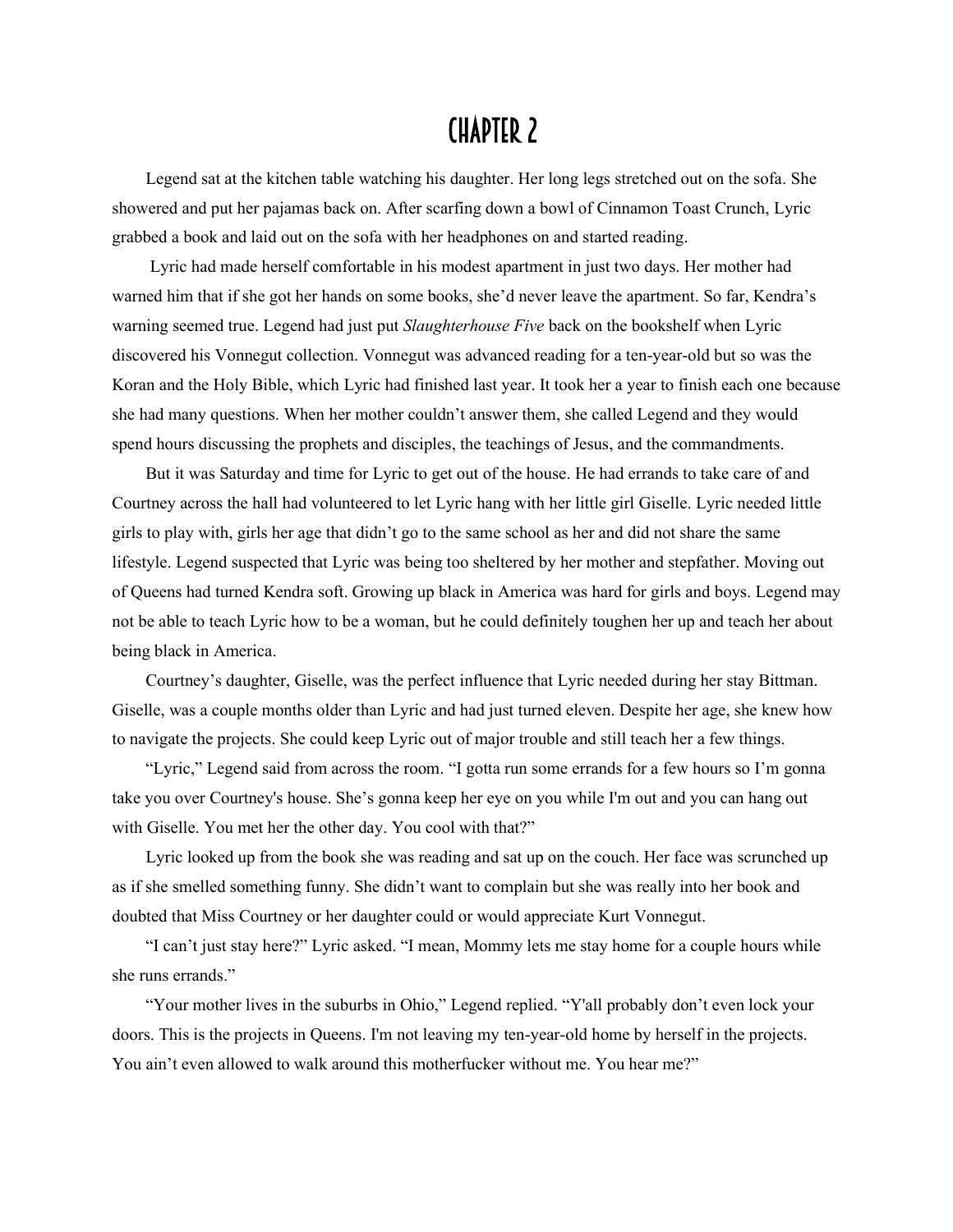# CHAPTER 2

Legend sat at the kitchen table watching his daughter. Her long legs stretched out on the sofa. She showered and put her pajamas back on. After scarfing down a bowl of Cinnamon Toast Crunch, Lyric grabbed a book and laid out on the sofa with her headphones on and started reading.

Lyric had made herself comfortable in his modest apartment in just two days. Her mother had warned him that if she got her hands on some books, she'd never leave the apartment. So far, Kendra's warning seemed true. Legend had just put *Slaughterhouse Five* back on the bookshelf when Lyric discovered his Vonnegut collection. Vonnegut was advanced reading for a ten-year-old but so was the Koran and the Holy Bible, which Lyric had finished last year. It took her a year to finish each one because she had many questions. When her mother couldn't answer them, she called Legend and they would spend hours discussing the prophets and disciples, the teachings of Jesus, and the commandments.

But it was Saturday and time for Lyric to get out of the house. He had errands to take care of and Courtney across the hall had volunteered to let Lyric hang with her little girl Giselle. Lyric needed little girls to play with, girls her age that didn't go to the same school as her and did not share the same lifestyle. Legend suspected that Lyric was being too sheltered by her mother and stepfather. Moving out of Queens had turned Kendra soft. Growing up black in America was hard for girls and boys. Legend may not be able to teach Lyric how to be a woman, but he could definitely toughen her up and teach her about being black in America.

Courtney's daughter, Giselle, was the perfect influence that Lyric needed during her stay Bittman. Giselle, was a couple months older than Lyric and had just turned eleven. Despite her age, she knew how to navigate the projects. She could keep Lyric out of major trouble and still teach her a few things.

"Lyric," Legend said from across the room. "I gotta run some errands for a few hours so I'm gonna take you over Courtney's house. She's gonna keep her eye on you while I'm out and you can hang out with Giselle. You met her the other day. You cool with that?"

Lyric looked up from the book she was reading and sat up on the couch. Her face was scrunched up as if she smelled something funny. She didn't want to complain but she was really into her book and doubted that Miss Courtney or her daughter could or would appreciate Kurt Vonnegut.

"I can't just stay here?" Lyric asked. "I mean, Mommy lets me stay home for a couple hours while she runs errands."

"Your mother lives in the suburbs in Ohio," Legend replied. "Y'all probably don't even lock your doors. This is the projects in Queens. I'm not leaving my ten-year-old home by herself in the projects. You ain't even allowed to walk around this motherfucker without me. You hear me?"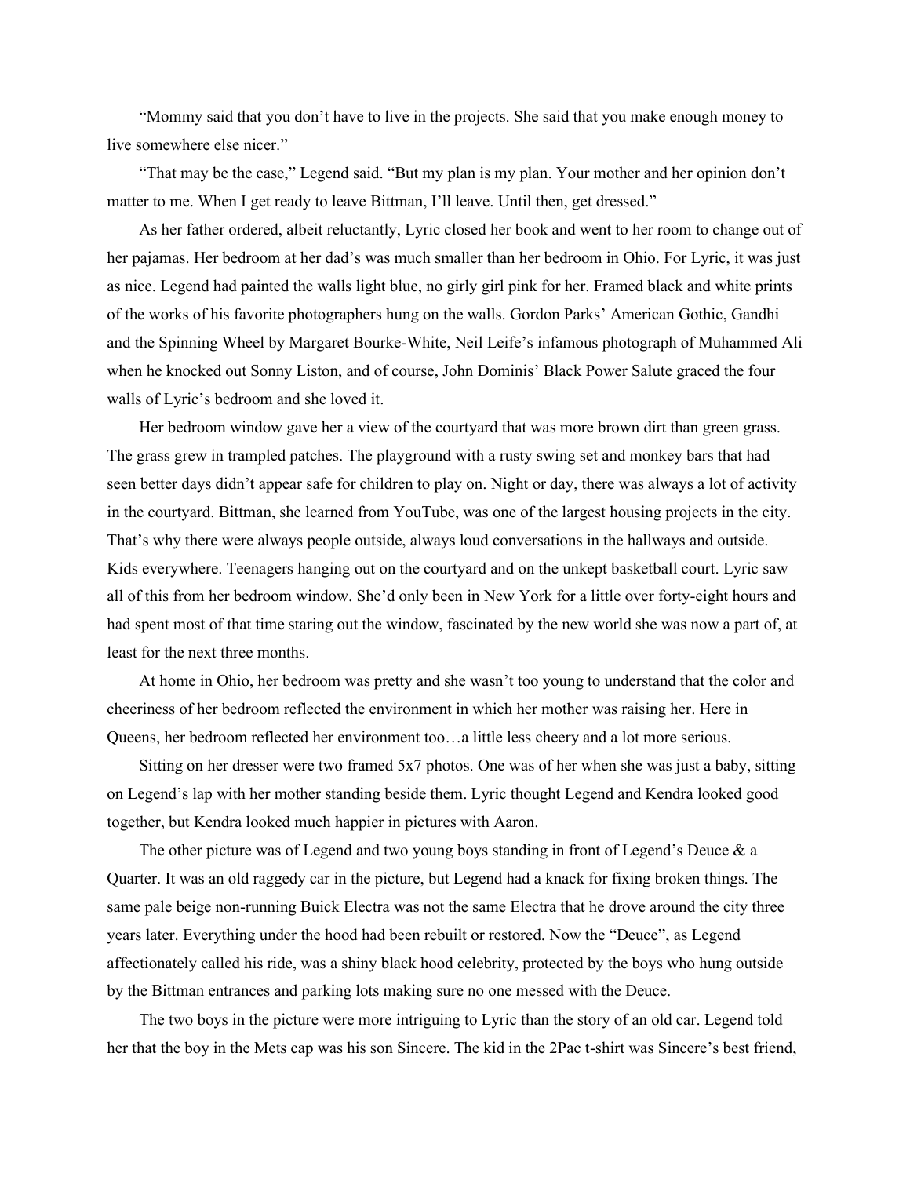"Mommy said that you don't have to live in the projects. She said that you make enough money to live somewhere else nicer."

"That may be the case," Legend said. "But my plan is my plan. Your mother and her opinion don't matter to me. When I get ready to leave Bittman, I'll leave. Until then, get dressed."

As her father ordered, albeit reluctantly, Lyric closed her book and went to her room to change out of her pajamas. Her bedroom at her dad's was much smaller than her bedroom in Ohio. For Lyric, it was just as nice. Legend had painted the walls light blue, no girly girl pink for her. Framed black and white prints of the works of his favorite photographers hung on the walls. Gordon Parks' American Gothic, Gandhi and the Spinning Wheel by Margaret Bourke-White, Neil Leife's infamous photograph of Muhammed Ali when he knocked out Sonny Liston, and of course, John Dominis' Black Power Salute graced the four walls of Lyric's bedroom and she loved it.

Her bedroom window gave her a view of the courtyard that was more brown dirt than green grass. The grass grew in trampled patches. The playground with a rusty swing set and monkey bars that had seen better days didn't appear safe for children to play on. Night or day, there was always a lot of activity in the courtyard. Bittman, she learned from YouTube, was one of the largest housing projects in the city. That's why there were always people outside, always loud conversations in the hallways and outside. Kids everywhere. Teenagers hanging out on the courtyard and on the unkept basketball court. Lyric saw all of this from her bedroom window. She'd only been in New York for a little over forty-eight hours and had spent most of that time staring out the window, fascinated by the new world she was now a part of, at least for the next three months.

At home in Ohio, her bedroom was pretty and she wasn't too young to understand that the color and cheeriness of her bedroom reflected the environment in which her mother was raising her. Here in Queens, her bedroom reflected her environment too…a little less cheery and a lot more serious.

Sitting on her dresser were two framed 5x7 photos. One was of her when she was just a baby, sitting on Legend's lap with her mother standing beside them. Lyric thought Legend and Kendra looked good together, but Kendra looked much happier in pictures with Aaron.

The other picture was of Legend and two young boys standing in front of Legend's Deuce & a Quarter. It was an old raggedy car in the picture, but Legend had a knack for fixing broken things. The same pale beige non-running Buick Electra was not the same Electra that he drove around the city three years later. Everything under the hood had been rebuilt or restored. Now the "Deuce", as Legend affectionately called his ride, was a shiny black hood celebrity, protected by the boys who hung outside by the Bittman entrances and parking lots making sure no one messed with the Deuce.

The two boys in the picture were more intriguing to Lyric than the story of an old car. Legend told her that the boy in the Mets cap was his son Sincere. The kid in the 2Pac t-shirt was Sincere's best friend,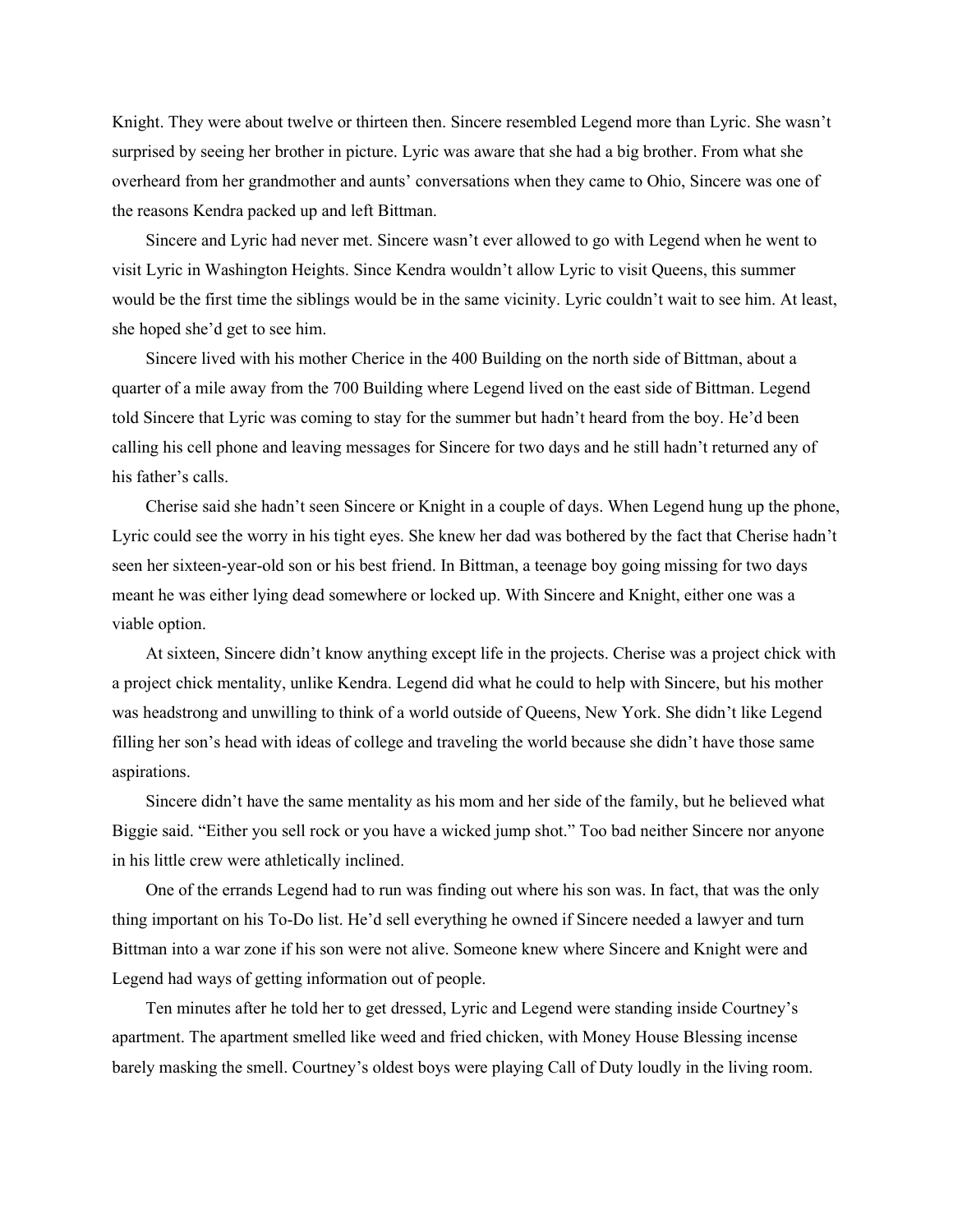Knight. They were about twelve or thirteen then. Sincere resembled Legend more than Lyric. She wasn't surprised by seeing her brother in picture. Lyric was aware that she had a big brother. From what she overheard from her grandmother and aunts' conversations when they came to Ohio, Sincere was one of the reasons Kendra packed up and left Bittman.

Sincere and Lyric had never met. Sincere wasn't ever allowed to go with Legend when he went to visit Lyric in Washington Heights. Since Kendra wouldn't allow Lyric to visit Queens, this summer would be the first time the siblings would be in the same vicinity. Lyric couldn't wait to see him. At least, she hoped she'd get to see him.

Sincere lived with his mother Cherice in the 400 Building on the north side of Bittman, about a quarter of a mile away from the 700 Building where Legend lived on the east side of Bittman. Legend told Sincere that Lyric was coming to stay for the summer but hadn't heard from the boy. He'd been calling his cell phone and leaving messages for Sincere for two days and he still hadn't returned any of his father's calls.

Cherise said she hadn't seen Sincere or Knight in a couple of days. When Legend hung up the phone, Lyric could see the worry in his tight eyes. She knew her dad was bothered by the fact that Cherise hadn't seen her sixteen-year-old son or his best friend. In Bittman, a teenage boy going missing for two days meant he was either lying dead somewhere or locked up. With Sincere and Knight, either one was a viable option.

At sixteen, Sincere didn't know anything except life in the projects. Cherise was a project chick with a project chick mentality, unlike Kendra. Legend did what he could to help with Sincere, but his mother was headstrong and unwilling to think of a world outside of Queens, New York. She didn't like Legend filling her son's head with ideas of college and traveling the world because she didn't have those same aspirations.

Sincere didn't have the same mentality as his mom and her side of the family, but he believed what Biggie said. "Either you sell rock or you have a wicked jump shot." Too bad neither Sincere nor anyone in his little crew were athletically inclined.

One of the errands Legend had to run was finding out where his son was. In fact, that was the only thing important on his To-Do list. He'd sell everything he owned if Sincere needed a lawyer and turn Bittman into a war zone if his son were not alive. Someone knew where Sincere and Knight were and Legend had ways of getting information out of people.

Ten minutes after he told her to get dressed, Lyric and Legend were standing inside Courtney's apartment. The apartment smelled like weed and fried chicken, with Money House Blessing incense barely masking the smell. Courtney's oldest boys were playing Call of Duty loudly in the living room.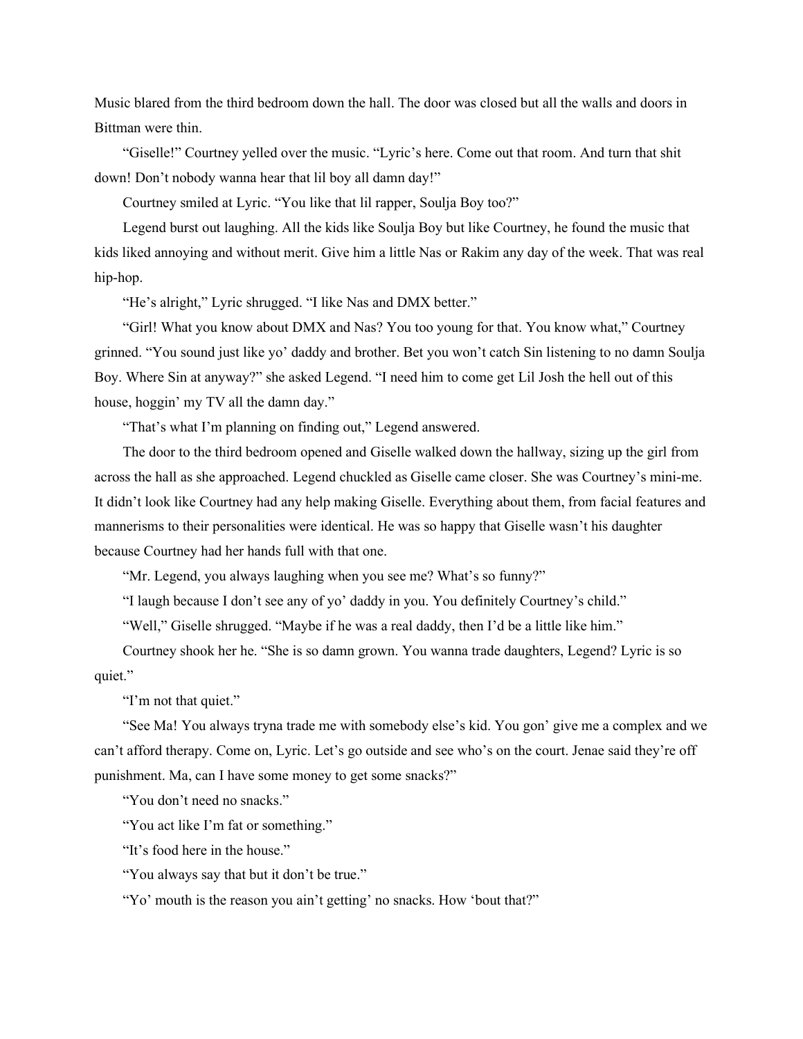Music blared from the third bedroom down the hall. The door was closed but all the walls and doors in Bittman were thin.

"Giselle!" Courtney yelled over the music. "Lyric's here. Come out that room. And turn that shit down! Don't nobody wanna hear that lil boy all damn day!"

Courtney smiled at Lyric. "You like that lil rapper, Soulja Boy too?"

Legend burst out laughing. All the kids like Soulja Boy but like Courtney, he found the music that kids liked annoying and without merit. Give him a little Nas or Rakim any day of the week. That was real hip-hop.

"He's alright," Lyric shrugged. "I like Nas and DMX better."

"Girl! What you know about DMX and Nas? You too young for that. You know what," Courtney grinned. "You sound just like yo' daddy and brother. Bet you won't catch Sin listening to no damn Soulja Boy. Where Sin at anyway?" she asked Legend. "I need him to come get Lil Josh the hell out of this house, hoggin' my TV all the damn day."

"That's what I'm planning on finding out," Legend answered.

The door to the third bedroom opened and Giselle walked down the hallway, sizing up the girl from across the hall as she approached. Legend chuckled as Giselle came closer. She was Courtney's mini-me. It didn't look like Courtney had any help making Giselle. Everything about them, from facial features and mannerisms to their personalities were identical. He was so happy that Giselle wasn't his daughter because Courtney had her hands full with that one.

"Mr. Legend, you always laughing when you see me? What's so funny?"

"I laugh because I don't see any of yo' daddy in you. You definitely Courtney's child."

"Well," Giselle shrugged. "Maybe if he was a real daddy, then I'd be a little like him."

Courtney shook her he. "She is so damn grown. You wanna trade daughters, Legend? Lyric is so quiet."

"I'm not that quiet."

"See Ma! You always tryna trade me with somebody else's kid. You gon' give me a complex and we can't afford therapy. Come on, Lyric. Let's go outside and see who's on the court. Jenae said they're off punishment. Ma, can I have some money to get some snacks?"

"You don't need no snacks."

"You act like I'm fat or something."

"It's food here in the house."

"You always say that but it don't be true."

"Yo' mouth is the reason you ain't getting' no snacks. How 'bout that?"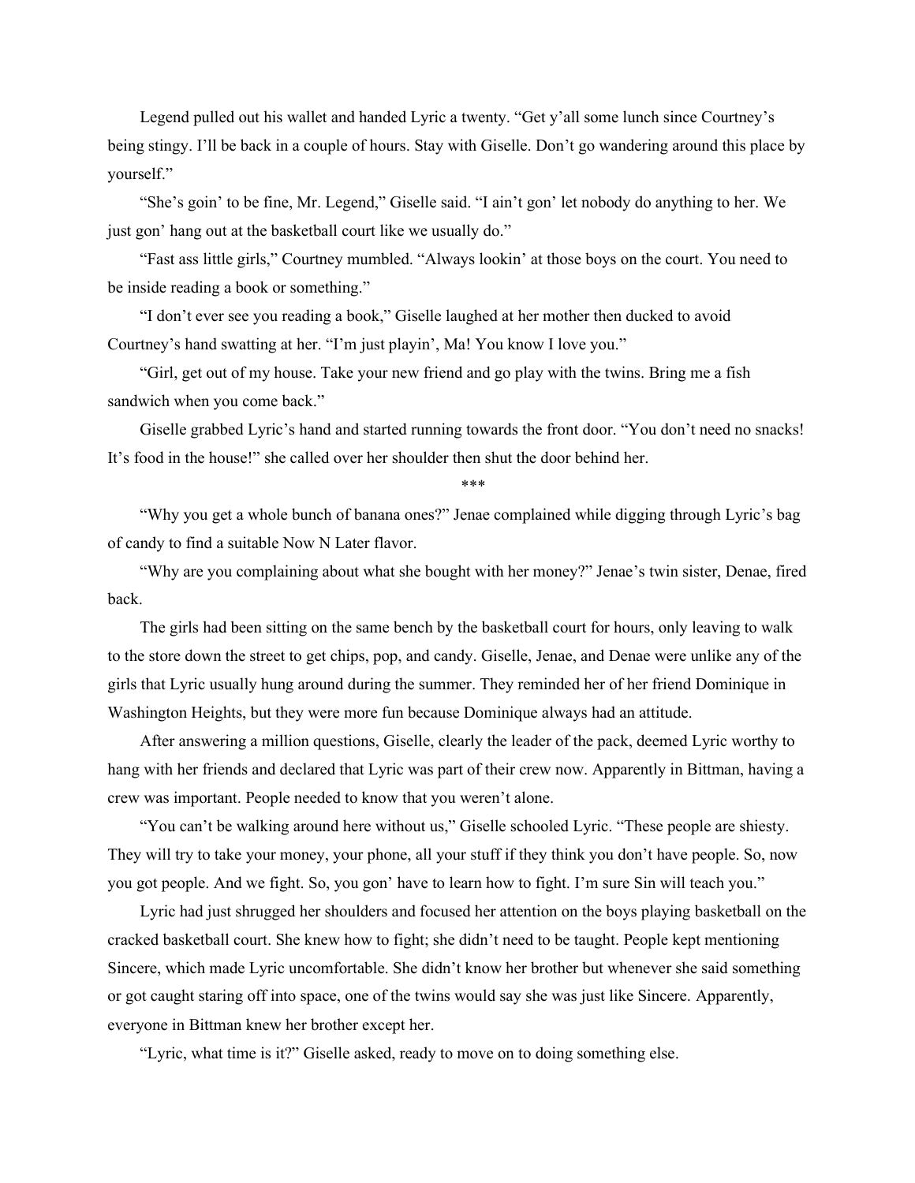Legend pulled out his wallet and handed Lyric a twenty. "Get y'all some lunch since Courtney's being stingy. I'll be back in a couple of hours. Stay with Giselle. Don't go wandering around this place by yourself."

"She's goin' to be fine, Mr. Legend," Giselle said. "I ain't gon' let nobody do anything to her. We just gon' hang out at the basketball court like we usually do."

"Fast ass little girls," Courtney mumbled. "Always lookin' at those boys on the court. You need to be inside reading a book or something."

"I don't ever see you reading a book," Giselle laughed at her mother then ducked to avoid Courtney's hand swatting at her. "I'm just playin', Ma! You know I love you."

"Girl, get out of my house. Take your new friend and go play with the twins. Bring me a fish sandwich when you come back."

Giselle grabbed Lyric's hand and started running towards the front door. "You don't need no snacks! It's food in the house!" she called over her shoulder then shut the door behind her.

\*\*\*

"Why you get a whole bunch of banana ones?" Jenae complained while digging through Lyric's bag of candy to find a suitable Now N Later flavor.

"Why are you complaining about what she bought with her money?" Jenae's twin sister, Denae, fired back.

The girls had been sitting on the same bench by the basketball court for hours, only leaving to walk to the store down the street to get chips, pop, and candy. Giselle, Jenae, and Denae were unlike any of the girls that Lyric usually hung around during the summer. They reminded her of her friend Dominique in Washington Heights, but they were more fun because Dominique always had an attitude.

After answering a million questions, Giselle, clearly the leader of the pack, deemed Lyric worthy to hang with her friends and declared that Lyric was part of their crew now. Apparently in Bittman, having a crew was important. People needed to know that you weren't alone.

"You can't be walking around here without us," Giselle schooled Lyric. "These people are shiesty. They will try to take your money, your phone, all your stuff if they think you don't have people. So, now you got people. And we fight. So, you gon' have to learn how to fight. I'm sure Sin will teach you."

Lyric had just shrugged her shoulders and focused her attention on the boys playing basketball on the cracked basketball court. She knew how to fight; she didn't need to be taught. People kept mentioning Sincere, which made Lyric uncomfortable. She didn't know her brother but whenever she said something or got caught staring off into space, one of the twins would say she was just like Sincere. Apparently, everyone in Bittman knew her brother except her.

"Lyric, what time is it?" Giselle asked, ready to move on to doing something else.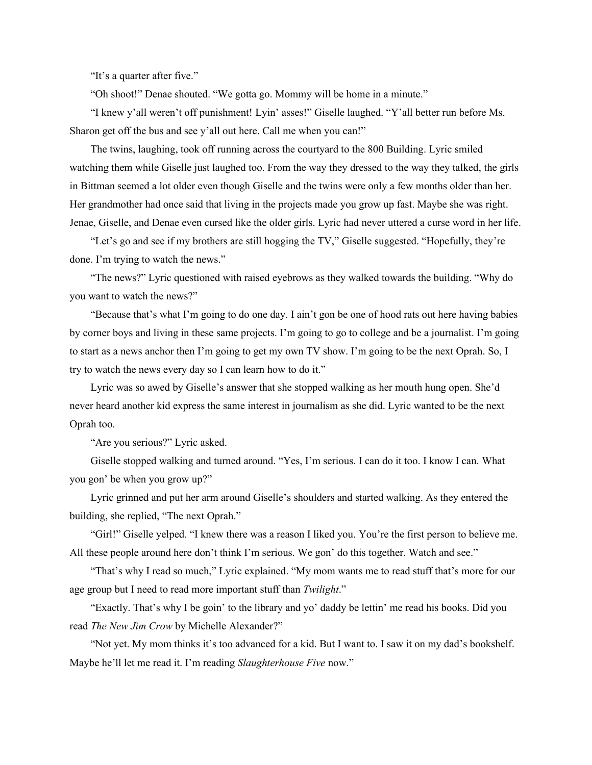"It's a quarter after five."

"Oh shoot!" Denae shouted. "We gotta go. Mommy will be home in a minute."

"I knew y'all weren't off punishment! Lyin' asses!" Giselle laughed. "Y'all better run before Ms. Sharon get off the bus and see y'all out here. Call me when you can!"

The twins, laughing, took off running across the courtyard to the 800 Building. Lyric smiled watching them while Giselle just laughed too. From the way they dressed to the way they talked, the girls in Bittman seemed a lot older even though Giselle and the twins were only a few months older than her. Her grandmother had once said that living in the projects made you grow up fast. Maybe she was right. Jenae, Giselle, and Denae even cursed like the older girls. Lyric had never uttered a curse word in her life.

"Let's go and see if my brothers are still hogging the TV," Giselle suggested. "Hopefully, they're done. I'm trying to watch the news."

"The news?" Lyric questioned with raised eyebrows as they walked towards the building. "Why do you want to watch the news?"

"Because that's what I'm going to do one day. I ain't gon be one of hood rats out here having babies by corner boys and living in these same projects. I'm going to go to college and be a journalist. I'm going to start as a news anchor then I'm going to get my own TV show. I'm going to be the next Oprah. So, I try to watch the news every day so I can learn how to do it."

Lyric was so awed by Giselle's answer that she stopped walking as her mouth hung open. She'd never heard another kid express the same interest in journalism as she did. Lyric wanted to be the next Oprah too.

"Are you serious?" Lyric asked.

Giselle stopped walking and turned around. "Yes, I'm serious. I can do it too. I know I can. What you gon' be when you grow up?"

Lyric grinned and put her arm around Giselle's shoulders and started walking. As they entered the building, she replied, "The next Oprah."

"Girl!" Giselle yelped. "I knew there was a reason I liked you. You're the first person to believe me. All these people around here don't think I'm serious. We gon' do this together. Watch and see."

"That's why I read so much," Lyric explained. "My mom wants me to read stuff that's more for our age group but I need to read more important stuff than *Twilight*."

"Exactly. That's why I be goin' to the library and yo' daddy be lettin' me read his books. Did you read *The New Jim Crow* by Michelle Alexander?"

"Not yet. My mom thinks it's too advanced for a kid. But I want to. I saw it on my dad's bookshelf. Maybe he'll let me read it. I'm reading *Slaughterhouse Five* now."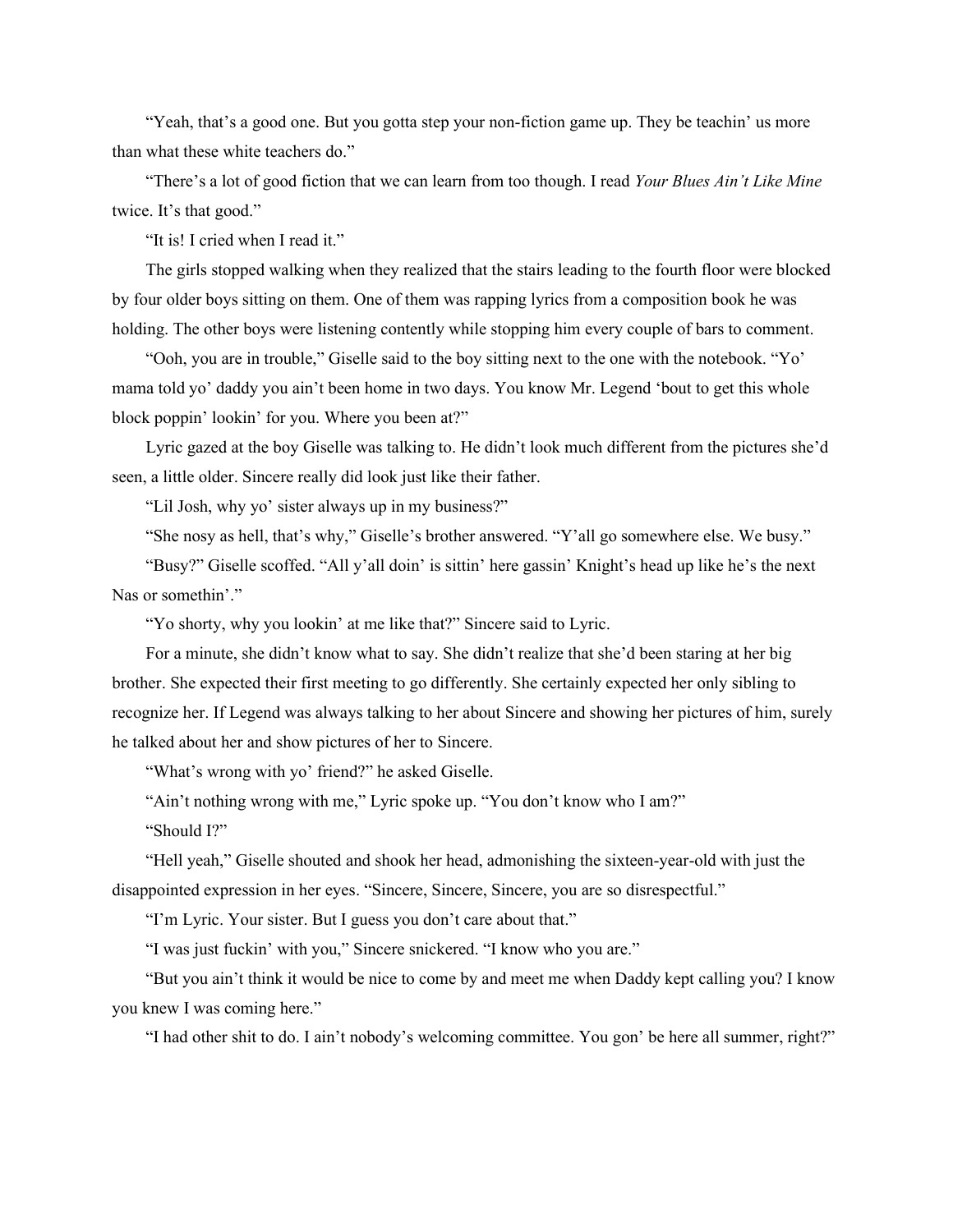"Yeah, that's a good one. But you gotta step your non-fiction game up. They be teachin' us more than what these white teachers do."

"There's a lot of good fiction that we can learn from too though. I read *Your Blues Ain't Like Mine* twice. It's that good."

"It is! I cried when I read it."

The girls stopped walking when they realized that the stairs leading to the fourth floor were blocked by four older boys sitting on them. One of them was rapping lyrics from a composition book he was holding. The other boys were listening contently while stopping him every couple of bars to comment.

"Ooh, you are in trouble," Giselle said to the boy sitting next to the one with the notebook. "Yo' mama told yo' daddy you ain't been home in two days. You know Mr. Legend 'bout to get this whole block poppin' lookin' for you. Where you been at?"

Lyric gazed at the boy Giselle was talking to. He didn't look much different from the pictures she'd seen, a little older. Sincere really did look just like their father.

"Lil Josh, why yo' sister always up in my business?"

"She nosy as hell, that's why," Giselle's brother answered. "Y'all go somewhere else. We busy."

"Busy?" Giselle scoffed. "All y'all doin' is sittin' here gassin' Knight's head up like he's the next Nas or somethin'."

"Yo shorty, why you lookin' at me like that?" Sincere said to Lyric.

For a minute, she didn't know what to say. She didn't realize that she'd been staring at her big brother. She expected their first meeting to go differently. She certainly expected her only sibling to recognize her. If Legend was always talking to her about Sincere and showing her pictures of him, surely he talked about her and show pictures of her to Sincere.

"What's wrong with yo' friend?" he asked Giselle.

"Ain't nothing wrong with me," Lyric spoke up. "You don't know who I am?"

"Should I?"

"Hell yeah," Giselle shouted and shook her head, admonishing the sixteen-year-old with just the disappointed expression in her eyes. "Sincere, Sincere, Sincere, you are so disrespectful."

"I'm Lyric. Your sister. But I guess you don't care about that."

"I was just fuckin' with you," Sincere snickered. "I know who you are."

"But you ain't think it would be nice to come by and meet me when Daddy kept calling you? I know you knew I was coming here."

"I had other shit to do. I ain't nobody's welcoming committee. You gon' be here all summer, right?"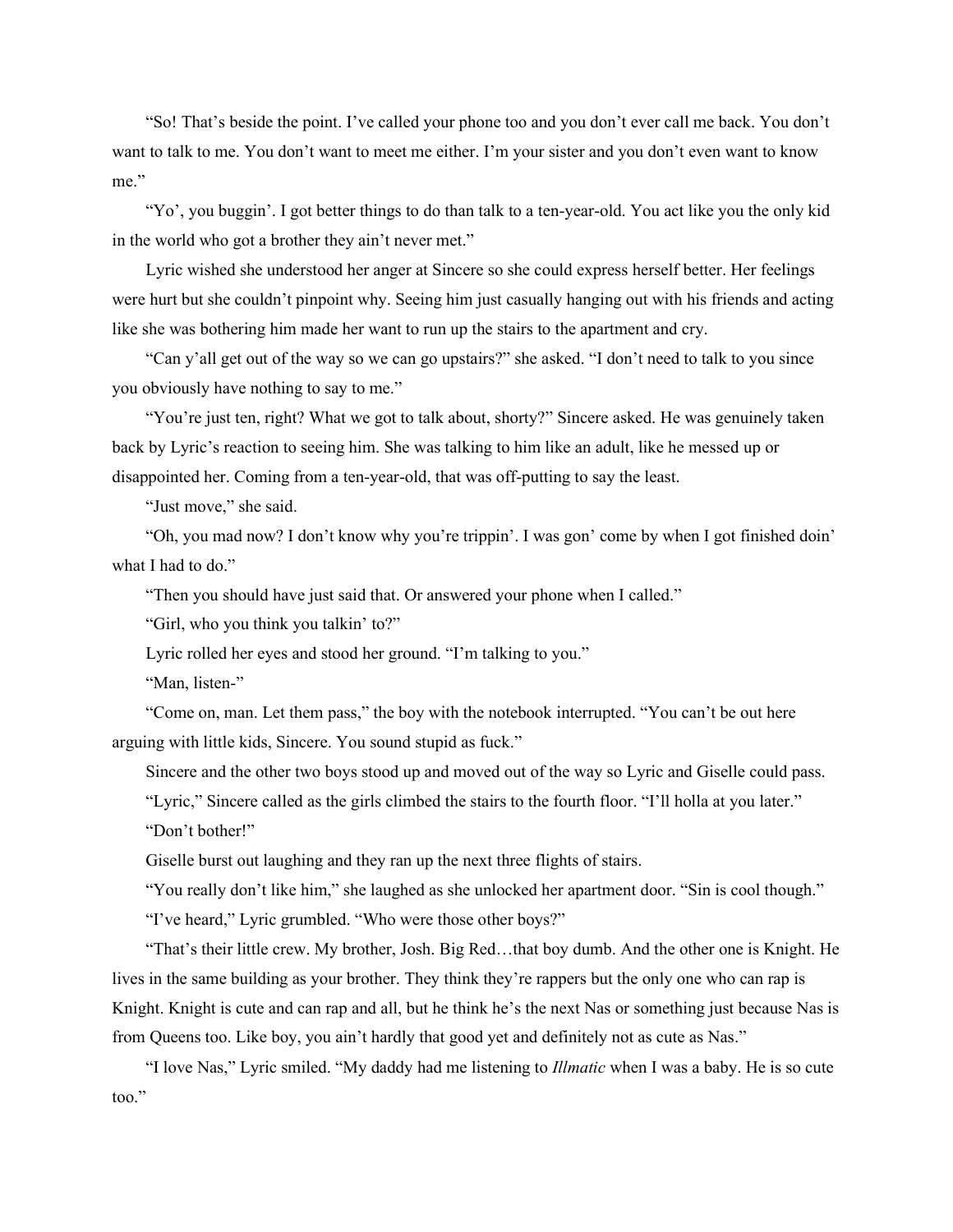"So! That's beside the point. I've called your phone too and you don't ever call me back. You don't want to talk to me. You don't want to meet me either. I'm your sister and you don't even want to know me."

"Yo', you buggin'. I got better things to do than talk to a ten-year-old. You act like you the only kid in the world who got a brother they ain't never met."

Lyric wished she understood her anger at Sincere so she could express herself better. Her feelings were hurt but she couldn't pinpoint why. Seeing him just casually hanging out with his friends and acting like she was bothering him made her want to run up the stairs to the apartment and cry.

"Can y'all get out of the way so we can go upstairs?" she asked. "I don't need to talk to you since you obviously have nothing to say to me."

"You're just ten, right? What we got to talk about, shorty?" Sincere asked. He was genuinely taken back by Lyric's reaction to seeing him. She was talking to him like an adult, like he messed up or disappointed her. Coming from a ten-year-old, that was off-putting to say the least.

"Just move," she said.

"Oh, you mad now? I don't know why you're trippin'. I was gon' come by when I got finished doin' what I had to do."

"Then you should have just said that. Or answered your phone when I called."

"Girl, who you think you talkin' to?"

Lyric rolled her eyes and stood her ground. "I'm talking to you."

"Man, listen-"

"Come on, man. Let them pass," the boy with the notebook interrupted. "You can't be out here arguing with little kids, Sincere. You sound stupid as fuck."

Sincere and the other two boys stood up and moved out of the way so Lyric and Giselle could pass.

"Lyric," Sincere called as the girls climbed the stairs to the fourth floor. "I'll holla at you later."

"Don't bother!"

Giselle burst out laughing and they ran up the next three flights of stairs.

"You really don't like him," she laughed as she unlocked her apartment door. "Sin is cool though."

"I've heard," Lyric grumbled. "Who were those other boys?"

"That's their little crew. My brother, Josh. Big Red…that boy dumb. And the other one is Knight. He lives in the same building as your brother. They think they're rappers but the only one who can rap is Knight. Knight is cute and can rap and all, but he think he's the next Nas or something just because Nas is from Queens too. Like boy, you ain't hardly that good yet and definitely not as cute as Nas."

"I love Nas," Lyric smiled. "My daddy had me listening to *Illmatic* when I was a baby. He is so cute too."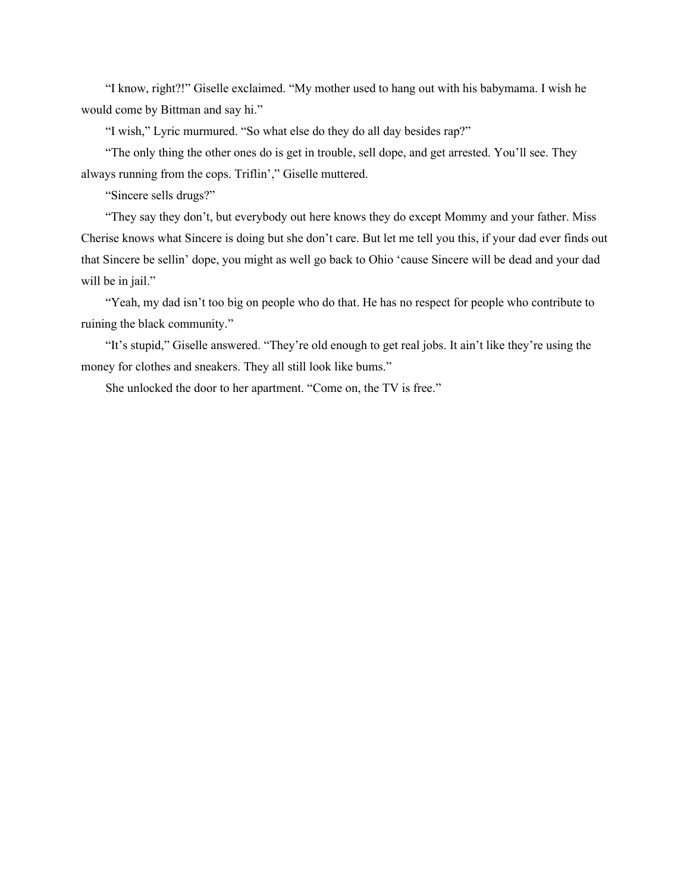"I know, right?!" Giselle exclaimed. "My mother used to hang out with his babymama. I wish he would come by Bittman and say hi."

"I wish," Lyric murmured. "So what else do they do all day besides rap?"

"The only thing the other ones do is get in trouble, sell dope, and get arrested. You'll see. They always running from the cops. Triflin'," Giselle muttered.

"Sincere sells drugs?"

"They say they don't, but everybody out here knows they do except Mommy and your father. Miss Cherise knows what Sincere is doing but she don't care. But let me tell you this, if your dad ever finds out that Sincere be sellin' dope, you might as well go back to Ohio 'cause Sincere will be dead and your dad will be in jail."

"Yeah, my dad isn't too big on people who do that. He has no respect for people who contribute to ruining the black community."

"It's stupid," Giselle answered. "They're old enough to get real jobs. It ain't like they're using the money for clothes and sneakers. They all still look like bums."

She unlocked the door to her apartment. "Come on, the TV is free."